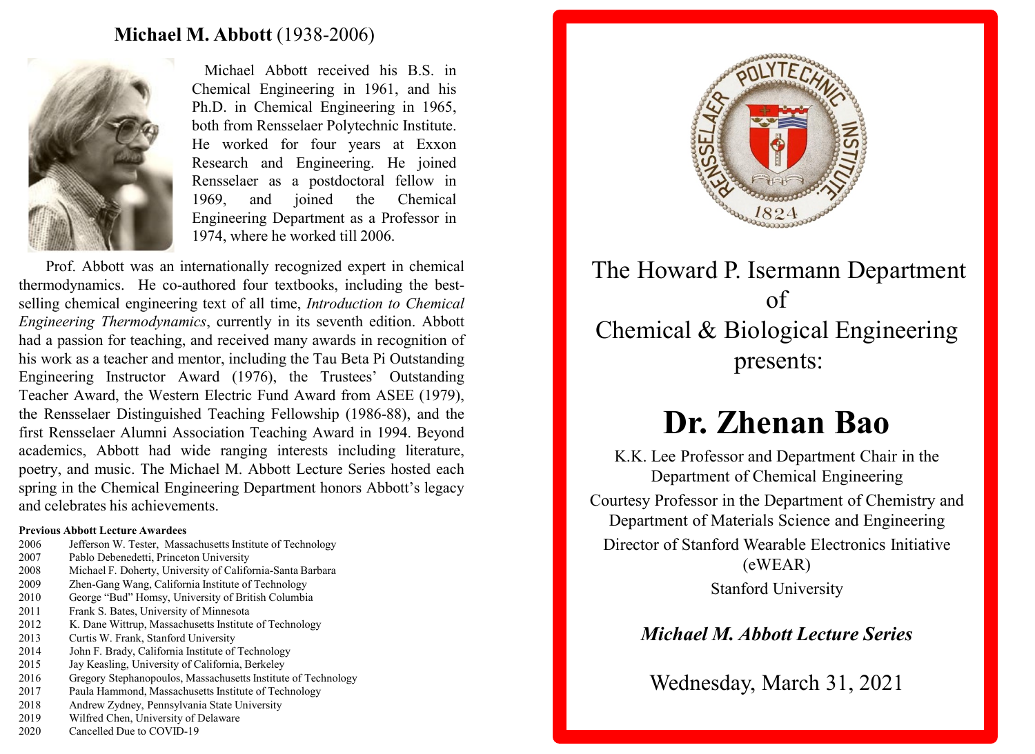## **Michael M. Abbott** (1938-2006)

Michael Abbott received his B.S. in Chemical Engineering in 1961, and his Ph.D. in Chemical Engineering in 1965, both from Rensselaer Polytechnic Institute. He worked for four years at Exxon Research and Engineering. He joined Rensselaer as a postdoctoral fellow in 1969, and joined the Chemical Engineering Department as a Professor in 1974, where he worked till 2006.

Prof. Abbott was an internationally recognized expert in chemical thermodynamics. He co-authored four textbooks, including the best-selling chemical engineering text of all time, *Introduction to Chemical Engineering Thermodynamics*, currently in its seventh edition. Abbott had a passion for teaching, and received many awards in recognition of his work as a teacher and mentor, including the Tau Beta Pi Outstanding Engineering Instructor Award (1976), the Trustees' Outstanding Teacher Award, the Western Electric Fund Award from ASEE (1979), the Rensselaer Distinguished Teaching Fellowship (1986-88), and the first Rensselaer Alumni Association Teaching Award in 1994. Beyond academics, Abbott had wide ranging interests including literature, poetry, and music. The Michael M. Abbott Lecture Series hosted each spring in the Chemical Engineering Department honors Abbott's legacy and celebrates his achievements.

**Previous Abbott Lecture Awardees**

| | |
|---|---|
| 2006 | Jefferson W. Tester, Massachusetts Institute of Technology |
| 2007 | Pablo Debenedetti, Princeton University |
| 2008 | Michael F. Doherty, University of California-Santa Barbara |
| 2009 | Zhen-Gang Wang, California Institute of Technology |
| 2010 | George "Bud" Homsy, University of British Columbia |
| 2011 | Frank S. Bates, University of Minnesota |
| 2012 | K. Dane Wittrup, Massachusetts Institute of Technology |
| 2013 | Curtis W. Frank, Stanford University |
| 2014 | John F. Brady, California Institute of Technology |
| 2015 | Jay Keasling, University of California, Berkeley |
| 2016 | Gregory Stephanopoulos, Massachusetts Institute of Technology |
| 2017 | Paula Hammond, Massachusetts Institute of Technology |
| 2018 | Andrew Zydney, Pennsylvania State University |
| 2019 | Wilfred Chen, University of Delaware |
| 2020 | Cancelled Due to COVID-19 |

The Howard P. Isermann Department of Chemical & Biological Engineering presents:

# Dr. Zhenan Bao

K.K. Lee Professor and Department Chair in the Department of Chemical Engineering

Courtesy Professor in the Department of Chemistry and Department of Materials Science and Engineering

Director of Stanford Wearable Electronics Initiative (eWEAR)

Stanford University

***Michael M. Abbott Lecture Series***

Wednesday, March 31, 2021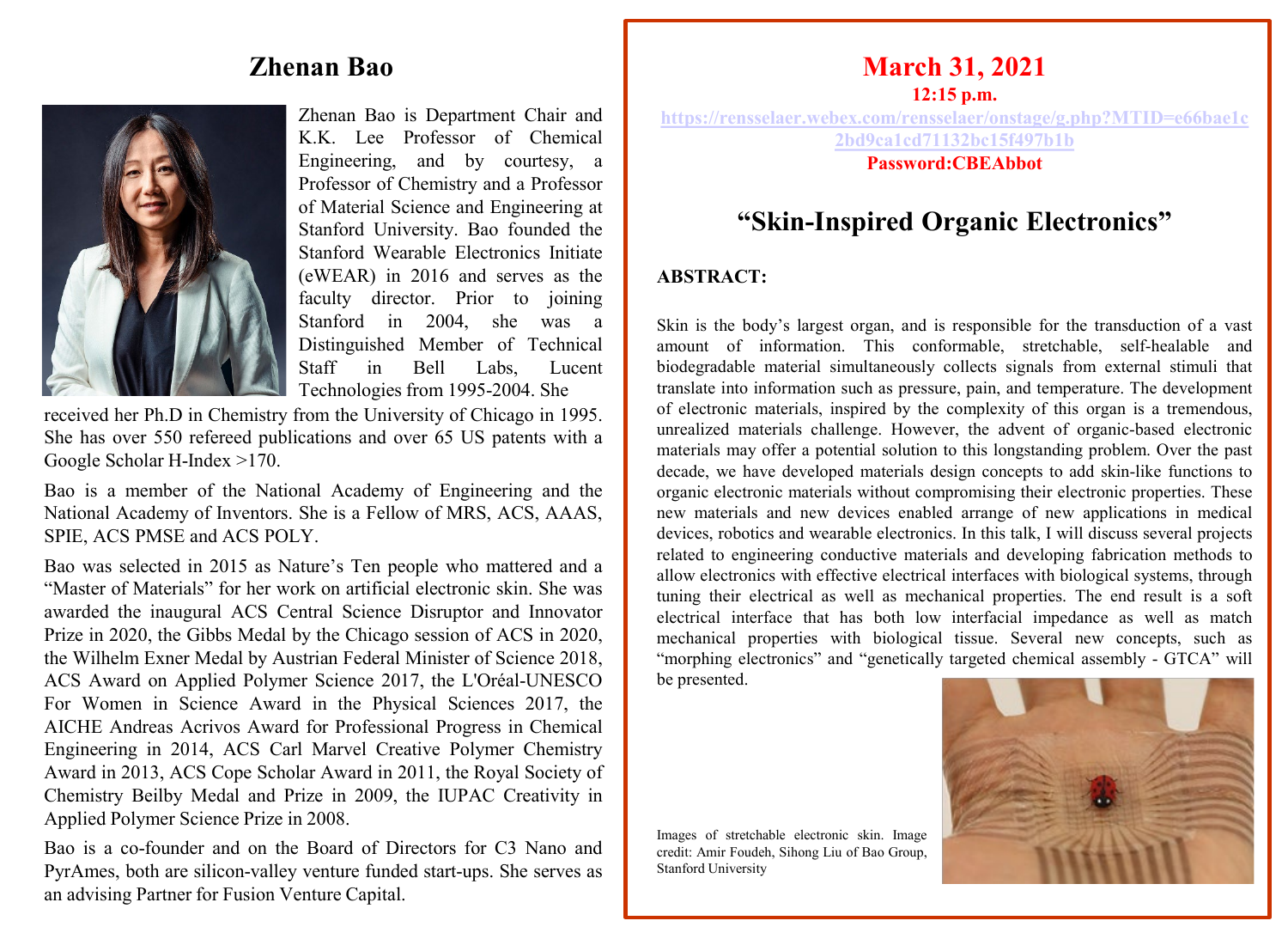## Zhenan Bao

Zhenan Bao is Department Chair and K.K. Lee Professor of Chemical Engineering, and by courtesy, a Professor of Chemistry and a Professor of Material Science and Engineering at Stanford University. Bao founded the Stanford Wearable Electronics Initiate (eWEAR) in 2016 and serves as the faculty director. Prior to joining Stanford in 2004, she was a Distinguished Member of Technical Staff in Bell Labs, Lucent Technologies from 1995-2004. She received her Ph.D in Chemistry from the University of Chicago in 1995. She has over 550 refereed publications and over 65 US patents with a Google Scholar H-Index >170.

Bao is a member of the National Academy of Engineering and the National Academy of Inventors. She is a Fellow of MRS, ACS, AAAS, SPIE, ACS PMSE and ACS POLY.

Bao was selected in 2015 as Nature's Ten people who mattered and a "Master of Materials" for her work on artificial electronic skin. She was awarded the inaugural ACS Central Science Disruptor and Innovator Prize in 2020, the Gibbs Medal by the Chicago session of ACS in 2020, the Wilhelm Exner Medal by Austrian Federal Minister of Science 2018, ACS Award on Applied Polymer Science 2017, the L'Oréal-UNESCO For Women in Science Award in the Physical Sciences 2017, the AICHE Andreas Acrivos Award for Professional Progress in Chemical Engineering in 2014, ACS Carl Marvel Creative Polymer Chemistry Award in 2013, ACS Cope Scholar Award in 2011, the Royal Society of Chemistry Beilby Medal and Prize in 2009, the IUPAC Creativity in Applied Polymer Science Prize in 2008.

Bao is a co-founder and on the Board of Directors for C3 Nano and PyrAmes, both are silicon-valley venture funded start-ups. She serves as an advising Partner for Fusion Venture Capital.

**March 31, 2021**

**12:15 p.m.**

https://rensselaer.webex.com/rensselaer/onstage/g.php?MTID=e66bae1c2bd9ca1cd71132bc15f497b1b

**Password:CBEAbbot**

## "Skin-Inspired Organic Electronics"

**ABSTRACT:**

Skin is the body's largest organ, and is responsible for the transduction of a vast amount of information. This conformable, stretchable, self-healable and biodegradable material simultaneously collects signals from external stimuli that translate into information such as pressure, pain, and temperature. The development of electronic materials, inspired by the complexity of this organ is a tremendous, unrealized materials challenge. However, the advent of organic-based electronic materials may offer a potential solution to this longstanding problem. Over the past decade, we have developed materials design concepts to add skin-like functions to organic electronic materials without compromising their electronic properties. These new materials and new devices enabled arrange of new applications in medical devices, robotics and wearable electronics. In this talk, I will discuss several projects related to engineering conductive materials and developing fabrication methods to allow electronics with effective electrical interfaces with biological systems, through tuning their electrical as well as mechanical properties. The end result is a soft electrical interface that has both low interfacial impedance as well as match mechanical properties with biological tissue. Several new concepts, such as "morphing electronics" and "genetically targeted chemical assembly - GTCA" will be presented.

Images of stretchable electronic skin. Image credit: Amir Foudeh, Sihong Liu of Bao Group, Stanford University